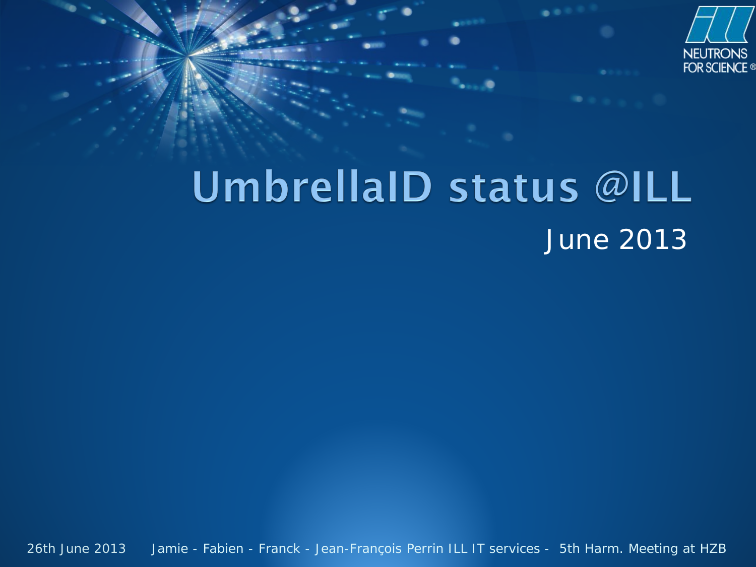# UmbrellaID status @ILL

June 2013

26th June 2013 Jamie - Fabien - Franck - Jean-François Perrin ILL IT services - 5th Harm. Meeting at HZB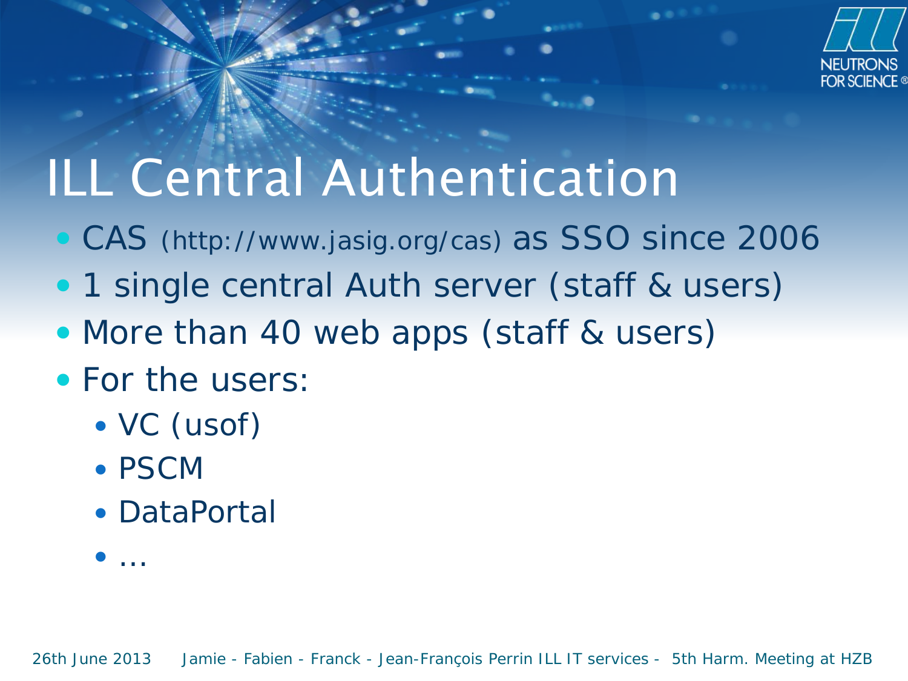# ILL Central Authentication

- CAS (http://www.jasig.org/cas) as SSO since 2006
- 1 single central Auth server (staff & users)
- More than 40 web apps (staff & users)
- For the users:
  - VC (usof)
  - PSCM
  - DataPortal
  - …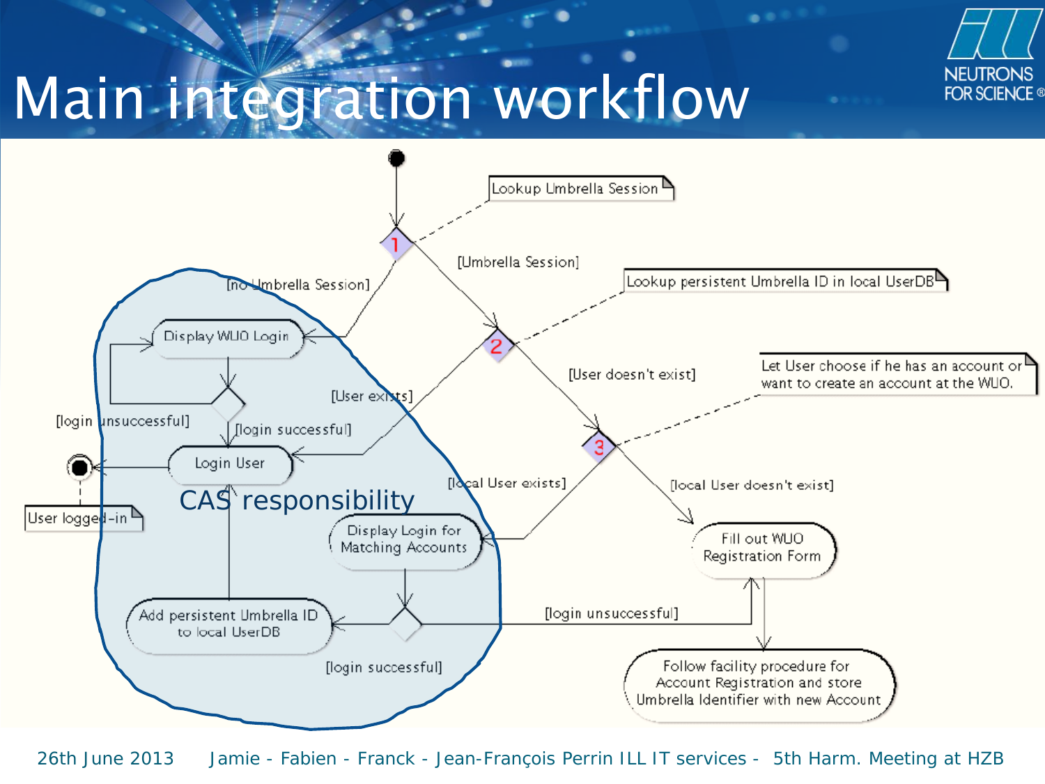# Main integration workflow

Lookup Umbrella Session

1

[Umbrella Session]

[no Umbrella Session]

Lookup persistent Umbrella ID in local UserDB

Display WUO Login

2

[User doesn't exist]

[User exists]

Let User choose if he has an account or want to create an account at the WUO.

[login unsuccessful]

[login successful]

3

Login User

[local User exists]

[local User doesn't exist]

CAS responsibility

User logged-in

Display Login for Matching Accounts

Fill out WUO Registration Form

Add persistent Umbrella ID to local UserDB

[login unsuccessful]

[login successful]

Follow facility procedure for Account Registration and store Umbrella Identifier with new Account

26th June 2013 Jamie - Fabien - Franck - Jean-François Perrin ILL IT services - 5th Harm. Meeting at HZB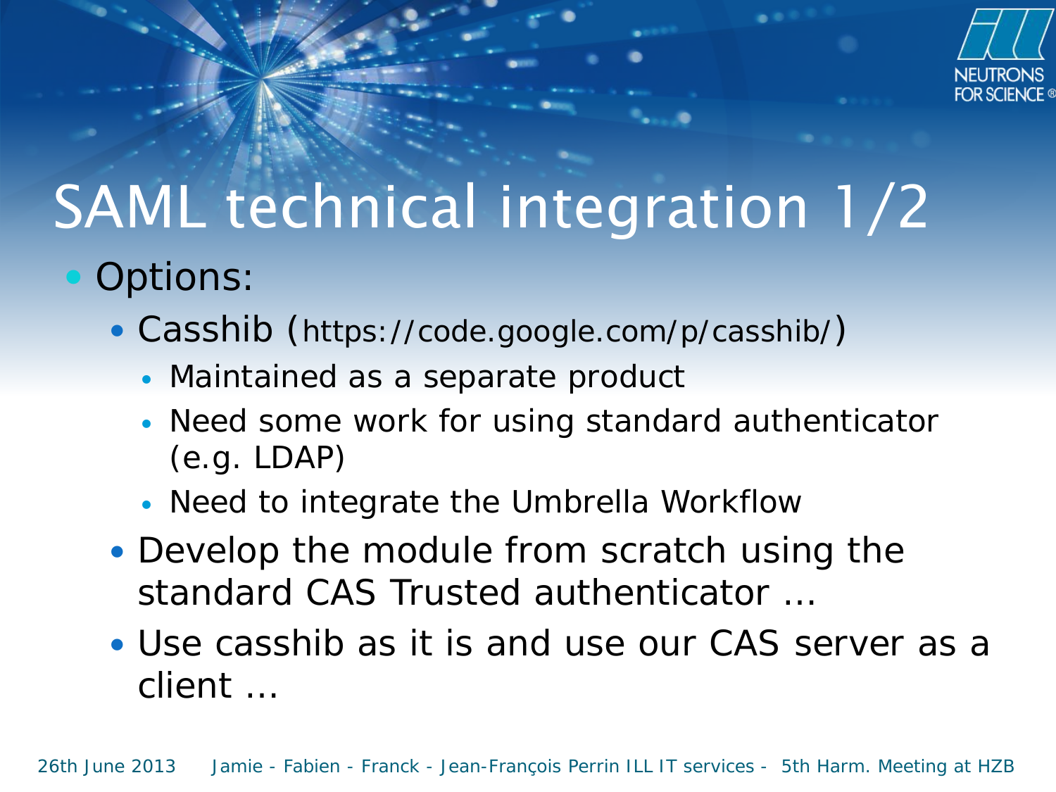# SAML technical integration 1/2

- Options:
  - Casshib (https://code.google.com/p/casshib/)
    - Maintained as a separate product
    - Need some work for using standard authenticator (e.g. LDAP)
    - Need to integrate the Umbrella Workflow
  - Develop the module from scratch using the standard CAS Trusted authenticator …
  - Use casshib as it is and use our CAS server as a client …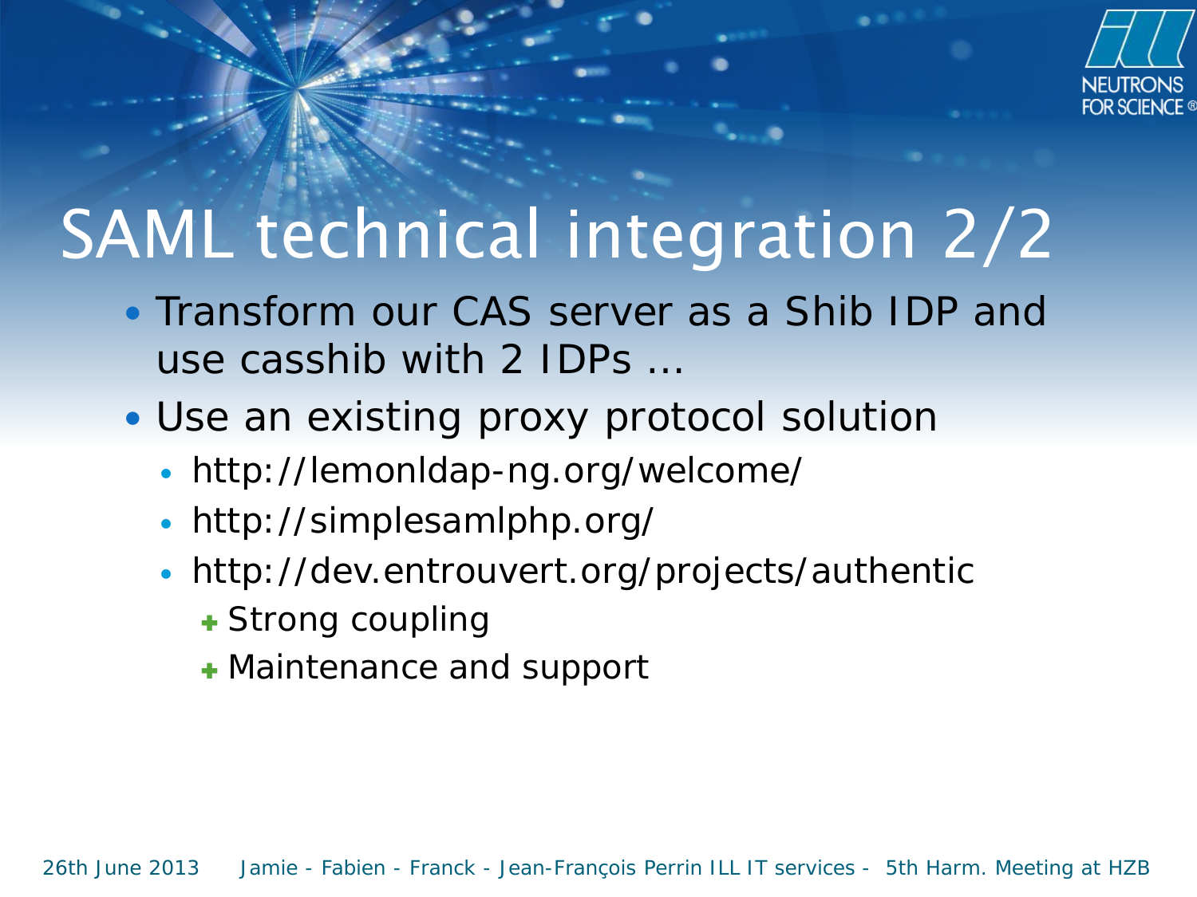# SAML technical integration 2/2

- Transform our CAS server as a Shib IDP and use casshib with 2 IDPs ...
- Use an existing proxy protocol solution
  - http://lemonldap-ng.org/welcome/
  - http://simplesamlphp.org/
  - http://dev.entrouvert.org/projects/authentic
    - Strong coupling
    - Maintenance and support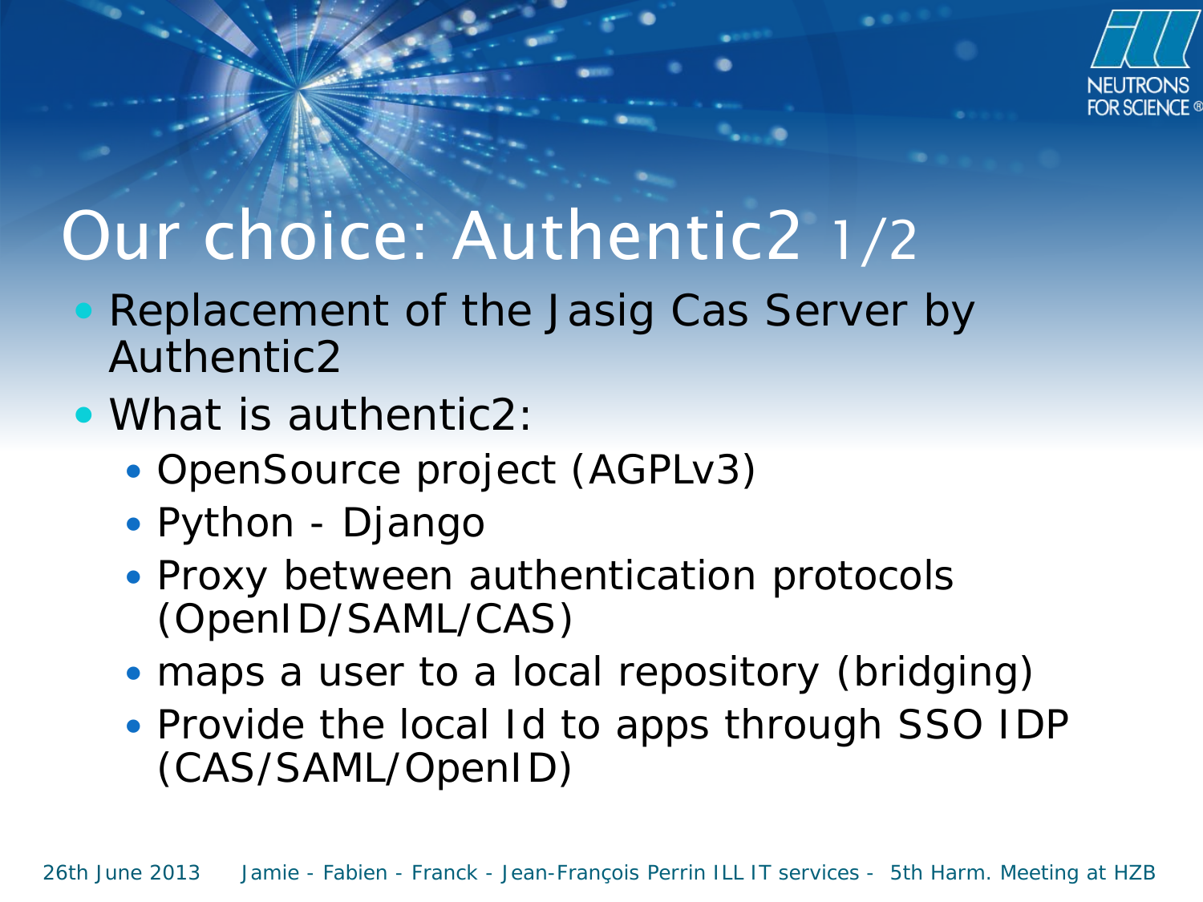# Our choice: Authentic2 1/2

- Replacement of the Jasig Cas Server by Authentic2
- What is authentic2:
  - OpenSource project (AGPLv3)
  - Python - Django
  - Proxy between authentication protocols (OpenID/SAML/CAS)
  - maps a user to a local repository (bridging)
  - Provide the local Id to apps through SSO IDP (CAS/SAML/OpenID)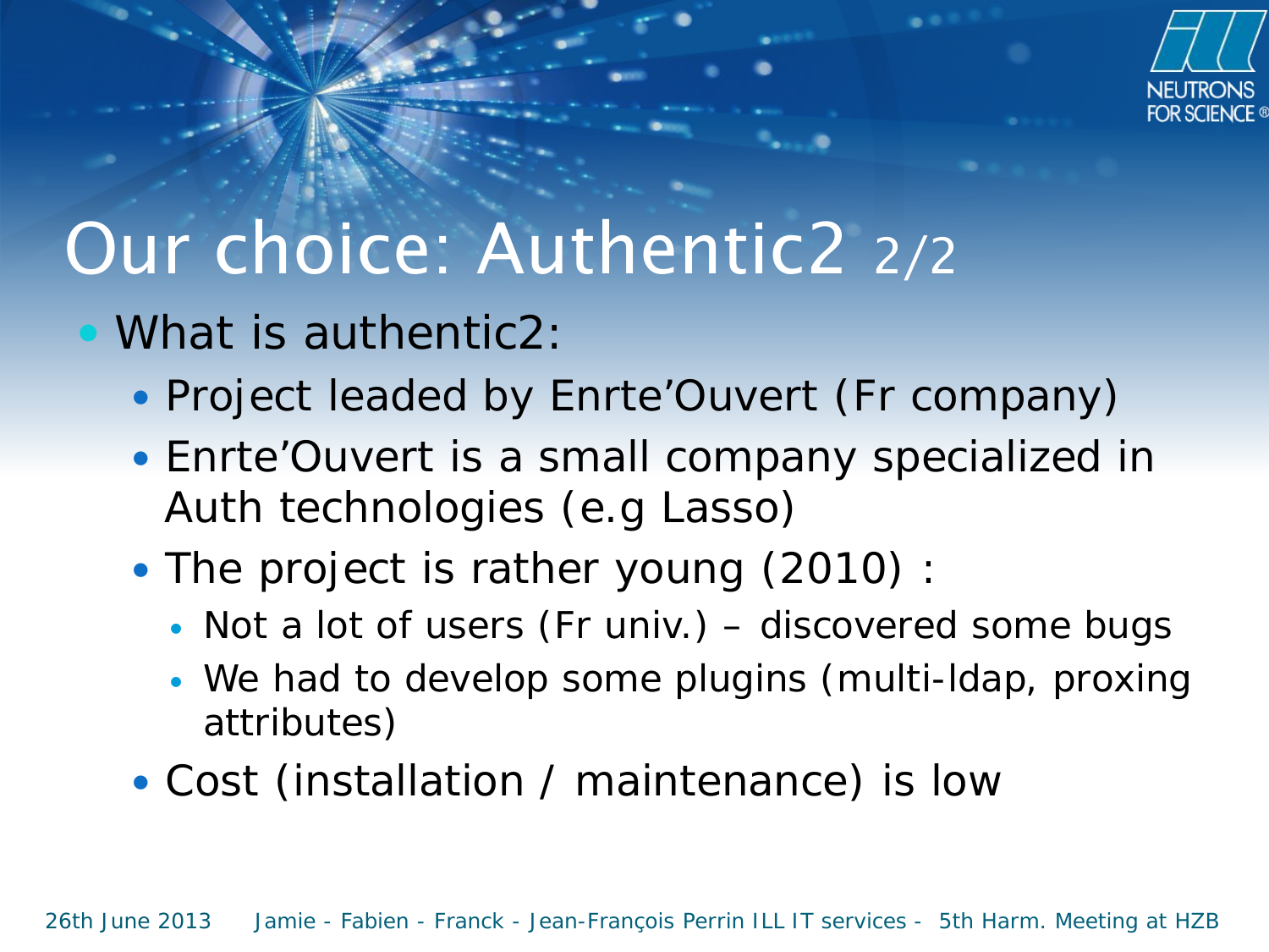# Our choice: Authentic2 2/2

- What is authentic2:
  - Project leaded by Enrte'Ouvert (Fr company)
  - Enrte'Ouvert is a small company specialized in Auth technologies (e.g Lasso)
  - The project is rather young (2010) :
    - Not a lot of users (Fr univ.) – discovered some bugs
    - We had to develop some plugins (multi-ldap, proxing attributes)
  - Cost (installation / maintenance) is low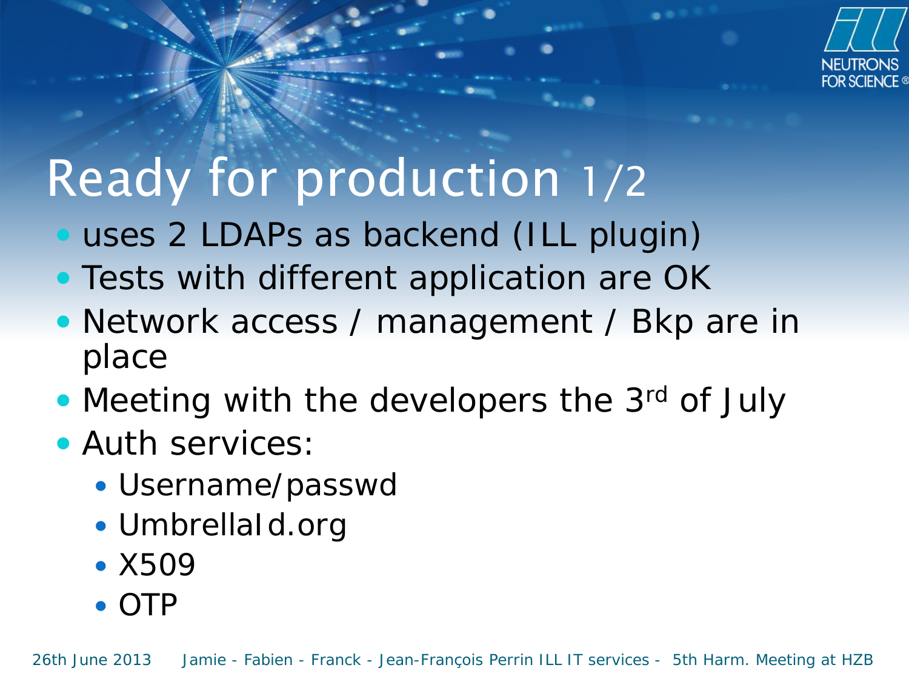# Ready for production 1/2

- uses 2 LDAPs as backend (ILL plugin)
- Tests with different application are OK
- Network access / management / Bkp are in place
- Meeting with the developers the 3rd of July
- Auth services:
  - Username/passwd
  - UmbrellaId.org
  - X509
  - OTP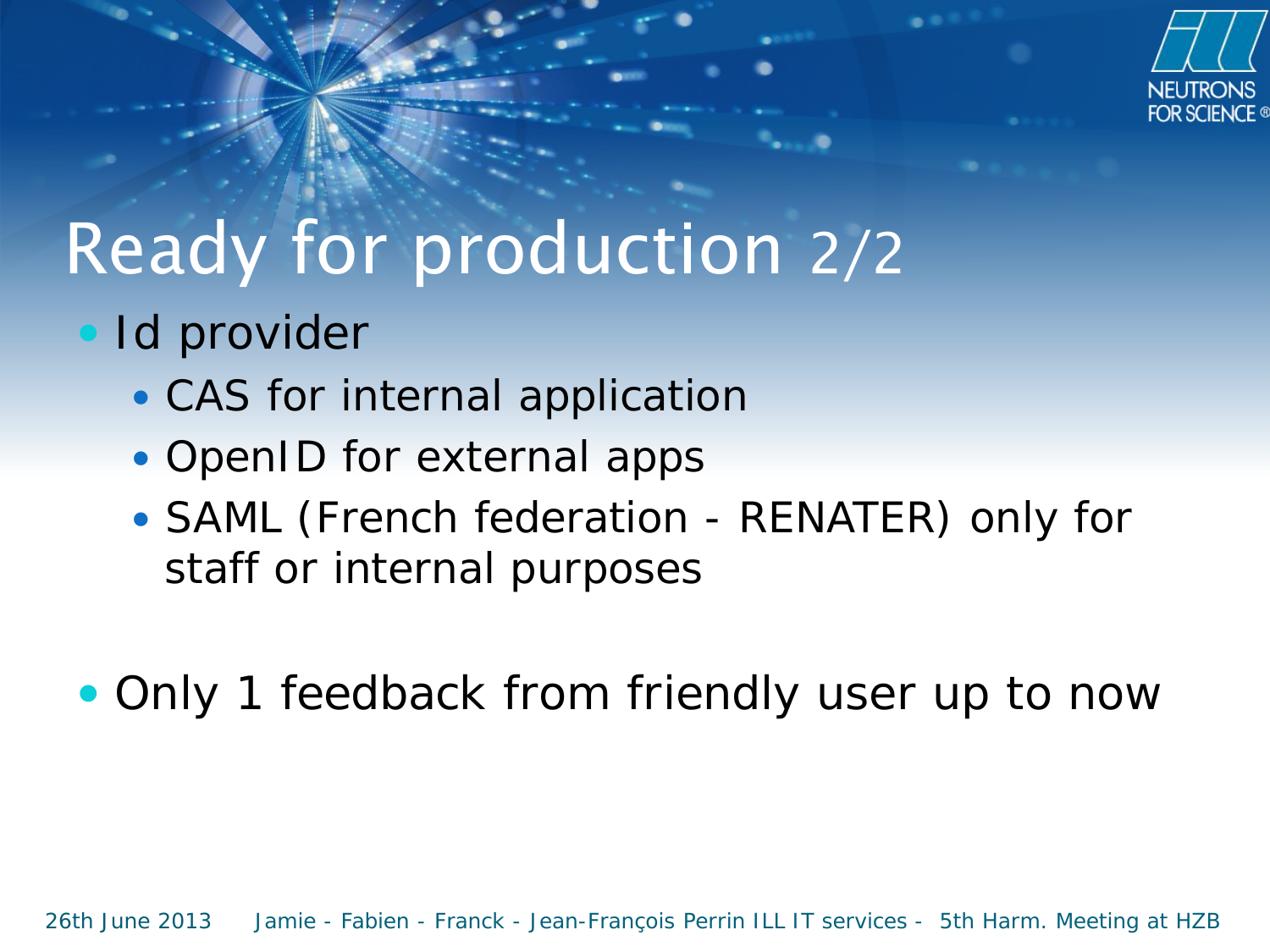# Ready for production 2/2

- Id provider
  - CAS for internal application
  - OpenID for external apps
  - SAML (French federation - RENATER) only for staff or internal purposes

- Only 1 feedback from friendly user up to now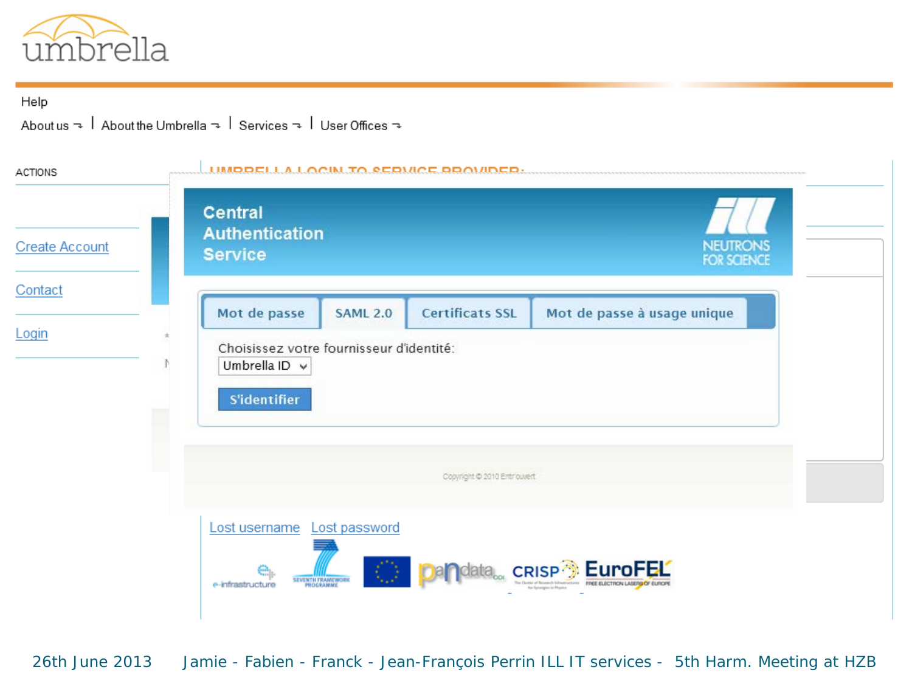umbrella

Help

About us ¬ | About the Umbrella ¬ | Services ¬ | User Offices ¬

ACTIONS

Create Account

Contact

Login

UMBRELLA LOGIN TO SERVICE PROVIDER:

Central Authentication Service

NEUTRONS FOR SCIENCE

Mot de passe | SAML 2.0 | Certificats SSL | Mot de passe à usage unique

Choisissez votre fournisseur d'identité:

Umbrella ID

S'identifier

Copyright © 2010 Entr'ouvert

Lost username Lost password

e-infrastructure SEVENTH FRAMEWORK PROGRAMME pandata CRISP EuroFEL